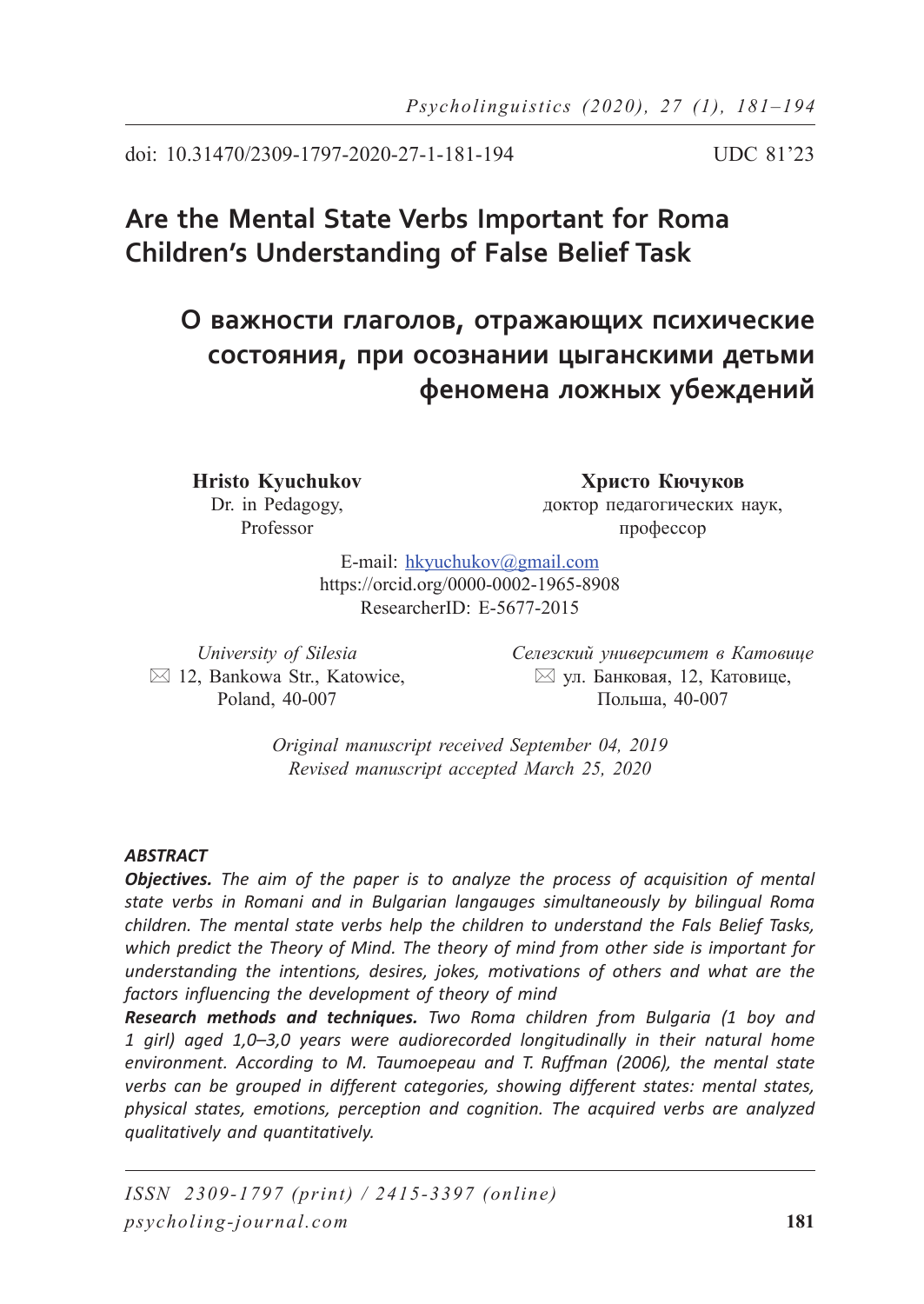doi: 10.31470/2309-1797-2020-27-1-181-194 UDC 81'23

# Are the Mental State Verbs Important for Roma Children's Understanding of False Belief Task

# О важности глаголов, отражающих психические состояния, при осознании цыганскими детьми феномена ложных убеждений

**Hristo Kyuchukov**
Dr. in Pedagogy,
Professor

**Христо Кючуков**
доктор педагогических наук,
профессор

E-mail: hkyuchukov@gmail.com
https://orcid.org/0000-0002-1965-8908
ResearcherID: E-5677-2015

*University of Silesia*
12, Bankowa Str., Katowice,
Poland, 40-007

*Селезский университет в Катовице*
ул. Банковая, 12, Катовице,
Польша, 40-007

*Original manuscript received September 04, 2019*
*Revised manuscript accepted March 25, 2020*

***ABSTRACT***

***Objectives.*** *The aim of the paper is to analyze the process of acquisition of mental state verbs in Romani and in Bulgarian langauges simultaneously by bilingual Roma children. The mental state verbs help the children to understand the Fals Belief Tasks, which predict the Theory of Mind. The theory of mind from other side is important for understanding the intentions, desires, jokes, motivations of others and what are the factors influencing the development of theory of mind*

***Research methods and techniques.*** *Two Roma children from Bulgaria (1 boy and 1 girl) aged 1,0–3,0 years were audiorecorded longitudinally in their natural home environment. According to M. Taumoepeau and T. Ruffman (2006), the mental state verbs can be grouped in different categories, showing different states: mental states, physical states, emotions, perception and cognition. The acquired verbs are analyzed qualitatively and quantitatively.*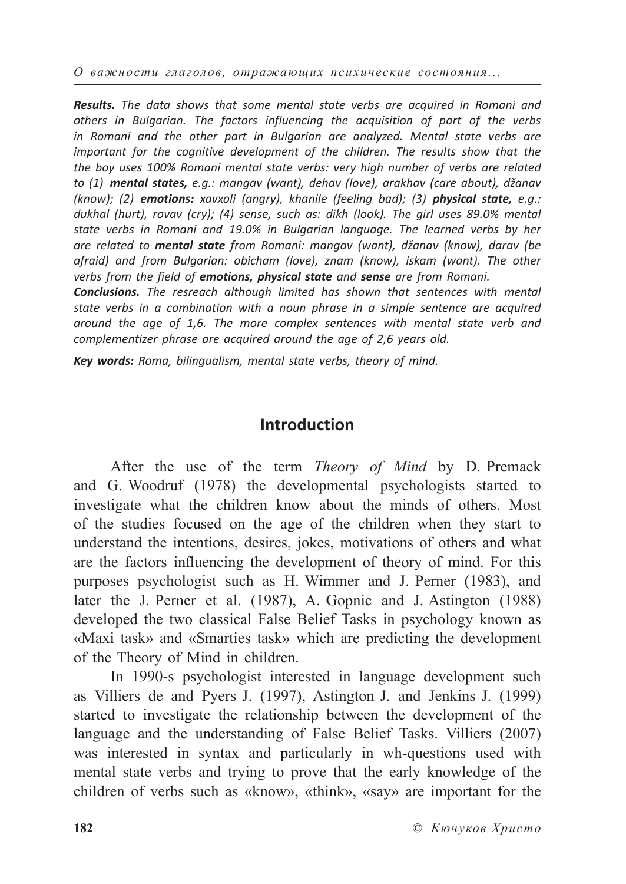***Results.*** *The data shows that some mental state verbs are acquired in Romani and others in Bulgarian. The factors influencing the acquisition of part of the verbs in Romani and the other part in Bulgarian are analyzed. Mental state verbs are important for the cognitive development of the children. The results show that the the boy uses 100% Romani mental state verbs: very high number of verbs are related to (1)* ***mental states,*** *e.g.: mangav (want), dehav (love), arakhav (care about), džanav (know); (2)* ***emotions:*** *xavxoli (angry), khanile (feeling bad); (3)* ***physical state,*** *e.g.: dukhal (hurt), rovav (cry); (4) sense, such as: dikh (look). The girl uses 89.0% mental state verbs in Romani and 19.0% in Bulgarian language. The learned verbs by her are related to* ***mental state*** *from Romani: mangav (want), džanav (know), darav (be afraid) and from Bulgarian: obicham (love), znam (know), iskam (want). The other verbs from the field of* ***emotions, physical state*** *and* ***sense*** *are from Romani.*

***Conclusions.*** *The resreach although limited has shown that sentences with mental state verbs in a combination with a noun phrase in a simple sentence are acquired around the age of 1,6. The more complex sentences with mental state verb and complementizer phrase are acquired around the age of 2,6 years old.*

***Key words:*** *Roma, bilingualism, mental state verbs, theory of mind.*

## Introduction

After the use of the term *Theory of Mind* by D. Premack and G. Woodruf (1978) the developmental psychologists started to investigate what the children know about the minds of others. Most of the studies focused on the age of the children when they start to understand the intentions, desires, jokes, motivations of others and what are the factors influencing the development of theory of mind. For this purposes psychologist such as H. Wimmer and J. Perner (1983), and later the J. Perner et al. (1987), A. Gopnic and J. Astington (1988) developed the two classical False Belief Tasks in psychology known as «Maxi task» and «Smarties task» which are predicting the development of the Theory of Mind in children.

In 1990-s psychologist interested in language development such as Villiers de and Pyers J. (1997), Astington J. and Jenkins J. (1999) started to investigate the relationship between the development of the language and the understanding of False Belief Tasks. Villiers (2007) was interested in syntax and particularly in wh-questions used with mental state verbs and trying to prove that the early knowledge of the children of verbs such as «know», «think», «say» are important for the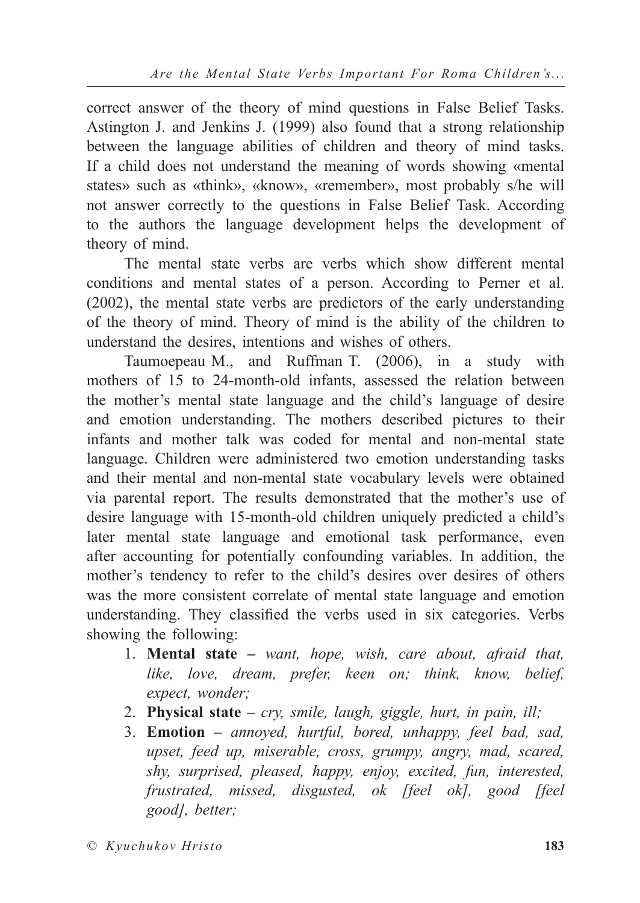correct answer of the theory of mind questions in False Belief Tasks. Astington J. and Jenkins J. (1999) also found that a strong relationship between the language abilities of children and theory of mind tasks. If a child does not understand the meaning of words showing «mental states» such as «think», «know», «remember», most probably s/he will not answer correctly to the questions in False Belief Task. According to the authors the language development helps the development of theory of mind.

The mental state verbs are verbs which show different mental conditions and mental states of a person. According to Perner et al. (2002), the mental state verbs are predictors of the early understanding of the theory of mind. Theory of mind is the ability of the children to understand the desires, intentions and wishes of others.

Taumoepeau M., and Ruffman T. (2006), in a study with mothers of 15 to 24-month-old infants, assessed the relation between the mother's mental state language and the child's language of desire and emotion understanding. The mothers described pictures to their infants and mother talk was coded for mental and non-mental state language. Children were administered two emotion understanding tasks and their mental and non-mental state vocabulary levels were obtained via parental report. The results demonstrated that the mother's use of desire language with 15-month-old children uniquely predicted a child's later mental state language and emotional task performance, even after accounting for potentially confounding variables. In addition, the mother's tendency to refer to the child's desires over desires of others was the more consistent correlate of mental state language and emotion understanding. They classified the verbs used in six categories. Verbs showing the following:

1. **Mental state –** *want, hope, wish, care about, afraid that, like, love, dream, prefer, keen on; think, know, belief, expect, wonder;*
2. **Physical state –** *cry, smile, laugh, giggle, hurt, in pain, ill;*
3. **Emotion –** *annoyed, hurtful, bored, unhappy, feel bad, sad, upset, feed up, miserable, cross, grumpy, angry, mad, scared, shy, surprised, pleased, happy, enjoy, excited, fun, interested, frustrated, missed, disgusted, ok [feel ok], good [feel good], better;*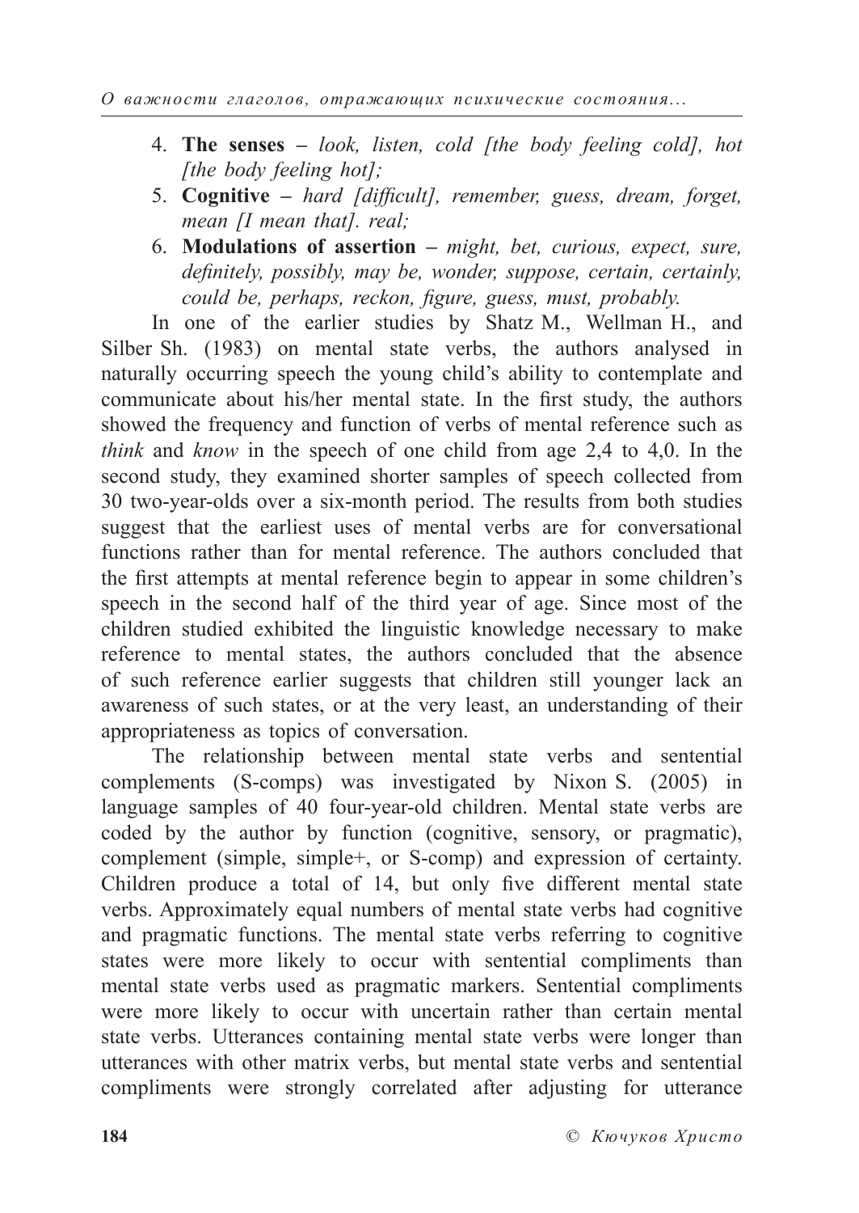4. **The senses** – *look, listen, cold [the body feeling cold], hot [the body feeling hot];*
5. **Cognitive** – *hard [difficult], remember, guess, dream, forget, mean [I mean that]. real;*
6. **Modulations of assertion** – *might, bet, curious, expect, sure, definitely, possibly, may be, wonder, suppose, certain, certainly, could be, perhaps, reckon, figure, guess, must, probably.*

In one of the earlier studies by Shatz M., Wellman H., and Silber Sh. (1983) on mental state verbs, the authors analysed in naturally occurring speech the young child's ability to contemplate and communicate about his/her mental state. In the first study, the authors showed the frequency and function of verbs of mental reference such as *think* and *know* in the speech of one child from age 2,4 to 4,0. In the second study, they examined shorter samples of speech collected from 30 two-year-olds over a six-month period. The results from both studies suggest that the earliest uses of mental verbs are for conversational functions rather than for mental reference. The authors concluded that the first attempts at mental reference begin to appear in some children's speech in the second half of the third year of age. Since most of the children studied exhibited the linguistic knowledge necessary to make reference to mental states, the authors concluded that the absence of such reference earlier suggests that children still younger lack an awareness of such states, or at the very least, an understanding of their appropriateness as topics of conversation.

The relationship between mental state verbs and sentential complements (S-comps) was investigated by Nixon S. (2005) in language samples of 40 four-year-old children. Mental state verbs are coded by the author by function (cognitive, sensory, or pragmatic), complement (simple, simple+, or S-comp) and expression of certainty. Children produce a total of 14, but only five different mental state verbs. Approximately equal numbers of mental state verbs had cognitive and pragmatic functions. The mental state verbs referring to cognitive states were more likely to occur with sentential compliments than mental state verbs used as pragmatic markers. Sentential compliments were more likely to occur with uncertain rather than certain mental state verbs. Utterances containing mental state verbs were longer than utterances with other matrix verbs, but mental state verbs and sentential compliments were strongly correlated after adjusting for utterance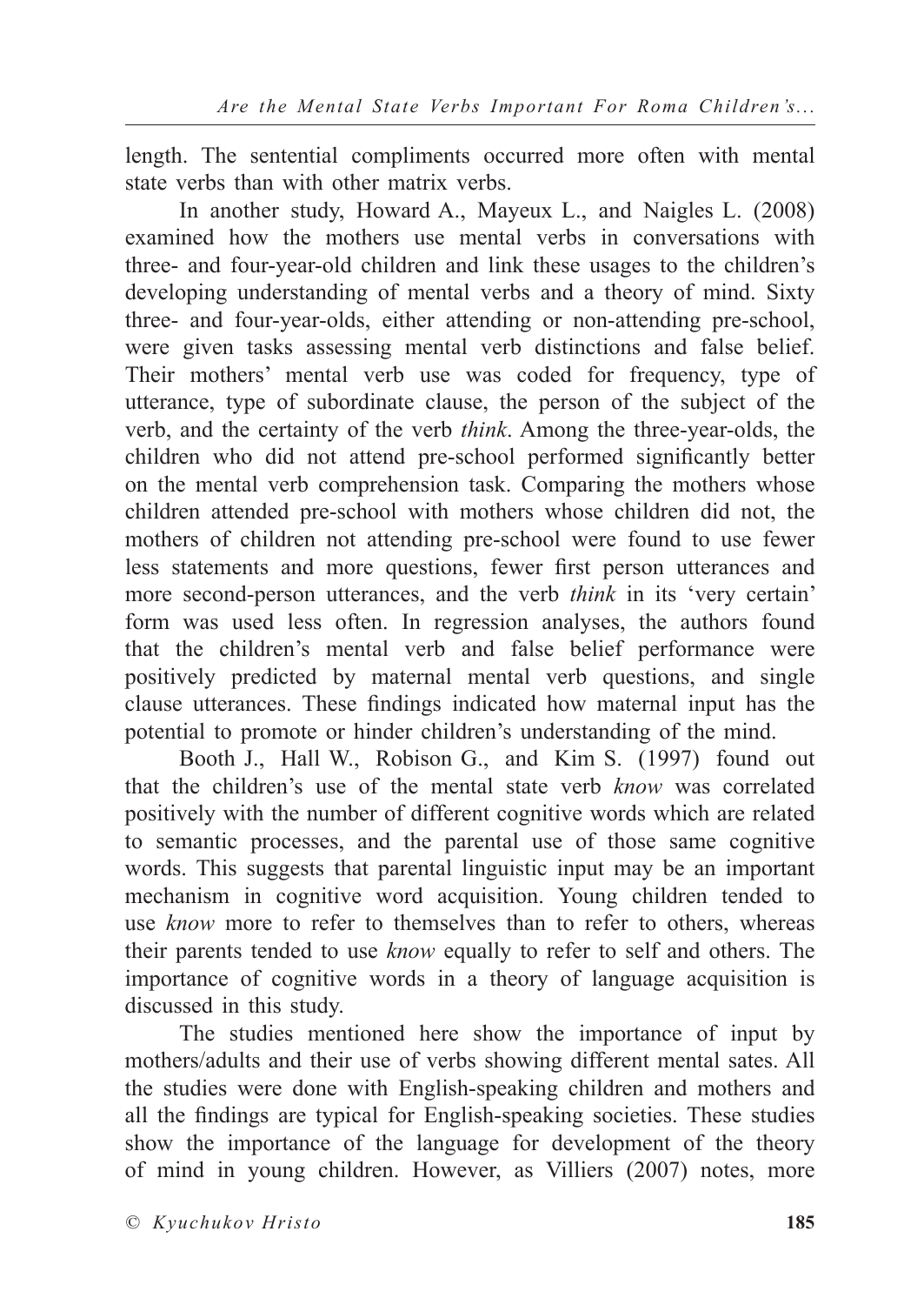length. The sentential compliments occurred more often with mental state verbs than with other matrix verbs.

In another study, Howard A., Mayeux L., and Naigles L. (2008) examined how the mothers use mental verbs in conversations with three- and four-year-old children and link these usages to the children's developing understanding of mental verbs and a theory of mind. Sixty three- and four-year-olds, either attending or non-attending pre-school, were given tasks assessing mental verb distinctions and false belief. Their mothers' mental verb use was coded for frequency, type of utterance, type of subordinate clause, the person of the subject of the verb, and the certainty of the verb *think*. Among the three-year-olds, the children who did not attend pre-school performed significantly better on the mental verb comprehension task. Comparing the mothers whose children attended pre-school with mothers whose children did not, the mothers of children not attending pre-school were found to use fewer less statements and more questions, fewer first person utterances and more second-person utterances, and the verb *think* in its 'very certain' form was used less often. In regression analyses, the authors found that the children's mental verb and false belief performance were positively predicted by maternal mental verb questions, and single clause utterances. These findings indicated how maternal input has the potential to promote or hinder children's understanding of the mind.

Booth J., Hall W., Robison G., and Kim S. (1997) found out that the children's use of the mental state verb *know* was correlated positively with the number of different cognitive words which are related to semantic processes, and the parental use of those same cognitive words. This suggests that parental linguistic input may be an important mechanism in cognitive word acquisition. Young children tended to use *know* more to refer to themselves than to refer to others, whereas their parents tended to use *know* equally to refer to self and others. The importance of cognitive words in a theory of language acquisition is discussed in this study.

The studies mentioned here show the importance of input by mothers/adults and their use of verbs showing different mental sates. All the studies were done with English-speaking children and mothers and all the findings are typical for English-speaking societies. These studies show the importance of the language for development of the theory of mind in young children. However, as Villiers (2007) notes, more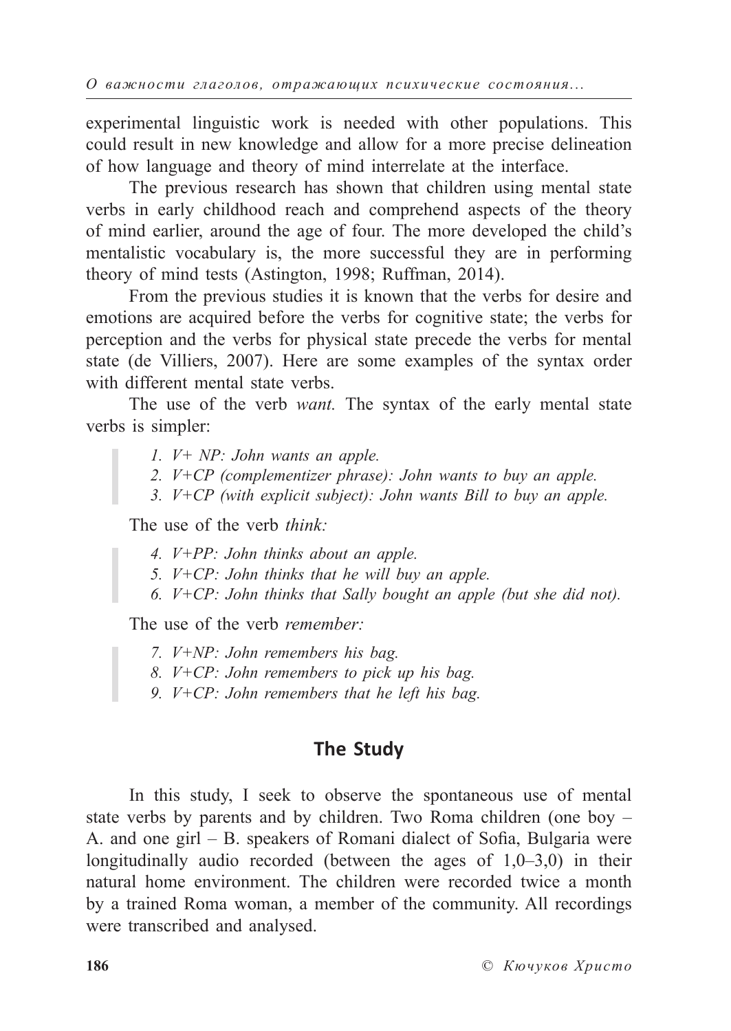experimental linguistic work is needed with other populations. This could result in new knowledge and allow for a more precise delineation of how language and theory of mind interrelate at the interface.

The previous research has shown that children using mental state verbs in early childhood reach and comprehend aspects of the theory of mind earlier, around the age of four. The more developed the child's mentalistic vocabulary is, the more successful they are in performing theory of mind tests (Astington, 1998; Ruffman, 2014).

From the previous studies it is known that the verbs for desire and emotions are acquired before the verbs for cognitive state; the verbs for perception and the verbs for physical state precede the verbs for mental state (de Villiers, 2007). Here are some examples of the syntax order with different mental state verbs.

The use of the verb *want.* The syntax of the early mental state verbs is simpler:

> 1. *V+ NP: John wants an apple.*
> 2. *V+CP (complementizer phrase): John wants to buy an apple.*
> 3. *V+CP (with explicit subject): John wants Bill to buy an apple.*

The use of the verb *think:*

> 4. *V+PP: John thinks about an apple.*
> 5. *V+CP: John thinks that he will buy an apple.*
> 6. *V+CP: John thinks that Sally bought an apple (but she did not).*

The use of the verb *remember:*

> 7. *V+NP: John remembers his bag.*
> 8. *V+CP: John remembers to pick up his bag.*
> 9. *V+CP: John remembers that he left his bag.*

## The Study

In this study, I seek to observe the spontaneous use of mental state verbs by parents and by children. Two Roma children (one boy – A. and one girl – B. speakers of Romani dialect of Sofia, Bulgaria were longitudinally audio recorded (between the ages of 1,0–3,0) in their natural home environment. The children were recorded twice a month by a trained Roma woman, a member of the community. All recordings were transcribed and analysed.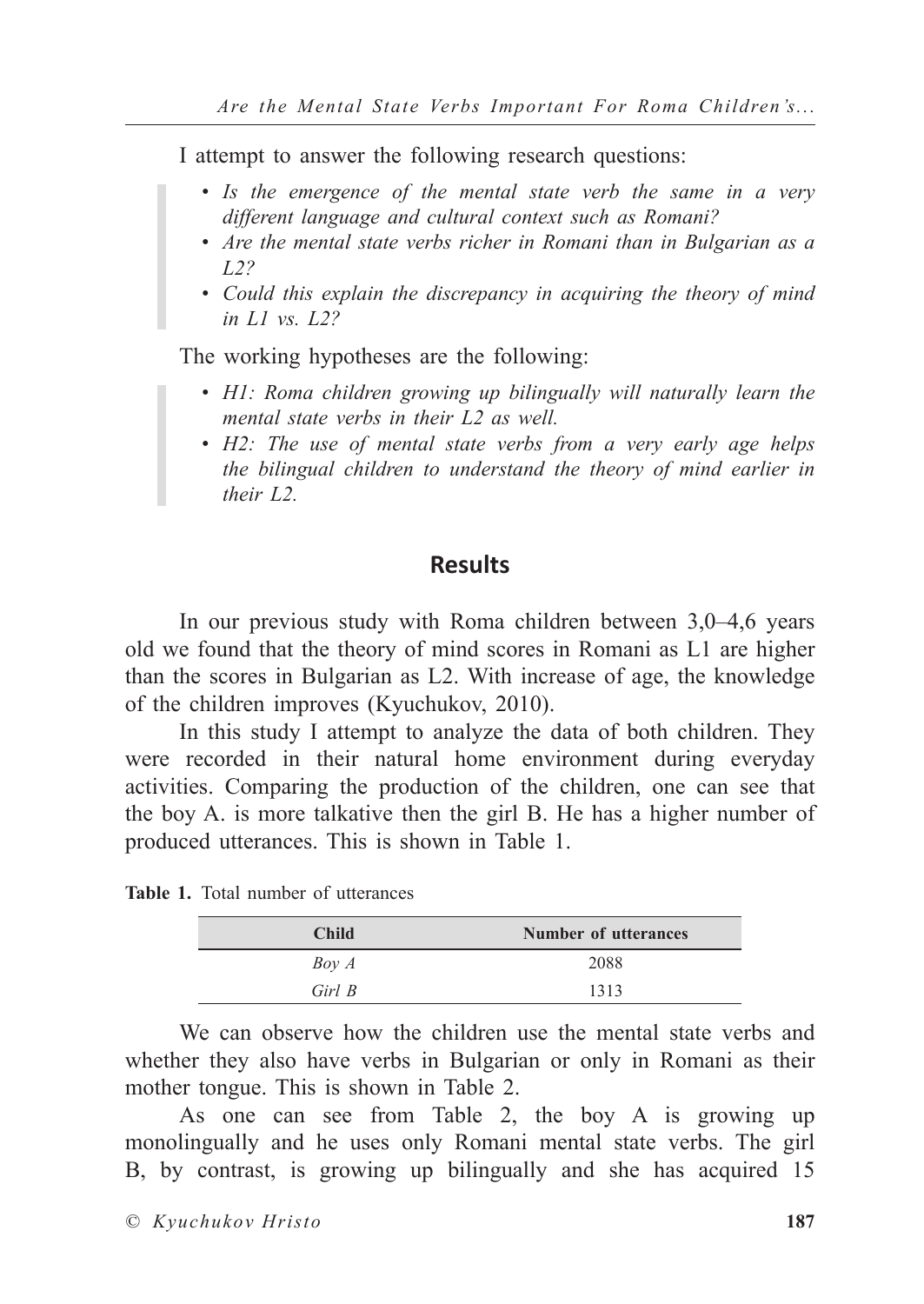I attempt to answer the following research questions:

- *Is the emergence of the mental state verb the same in a very different language and cultural context such as Romani?*
- *Are the mental state verbs richer in Romani than in Bulgarian as a L2?*
- *Could this explain the discrepancy in acquiring the theory of mind in L1 vs. L2?*

The working hypotheses are the following:

- *H1: Roma children growing up bilingually will naturally learn the mental state verbs in their L2 as well.*
- *H2: The use of mental state verbs from a very early age helps the bilingual children to understand the theory of mind earlier in their L2.*

## Results

In our previous study with Roma children between 3,0–4,6 years old we found that the theory of mind scores in Romani as L1 are higher than the scores in Bulgarian as L2. With increase of age, the knowledge of the children improves (Kyuchukov, 2010).

In this study I attempt to analyze the data of both children. They were recorded in their natural home environment during everyday activities. Comparing the production of the children, one can see that the boy A. is more talkative then the girl B. He has a higher number of produced utterances. This is shown in Table 1.

**Table 1.** Total number of utterances

| Child | Number of utterances |
|---|---|
| *Boy A* | 2088 |
| *Girl B* | 1313 |

We can observe how the children use the mental state verbs and whether they also have verbs in Bulgarian or only in Romani as their mother tongue. This is shown in Table 2.

As one can see from Table 2, the boy A is growing up monolingually and he uses only Romani mental state verbs. The girl B, by contrast, is growing up bilingually and she has acquired 15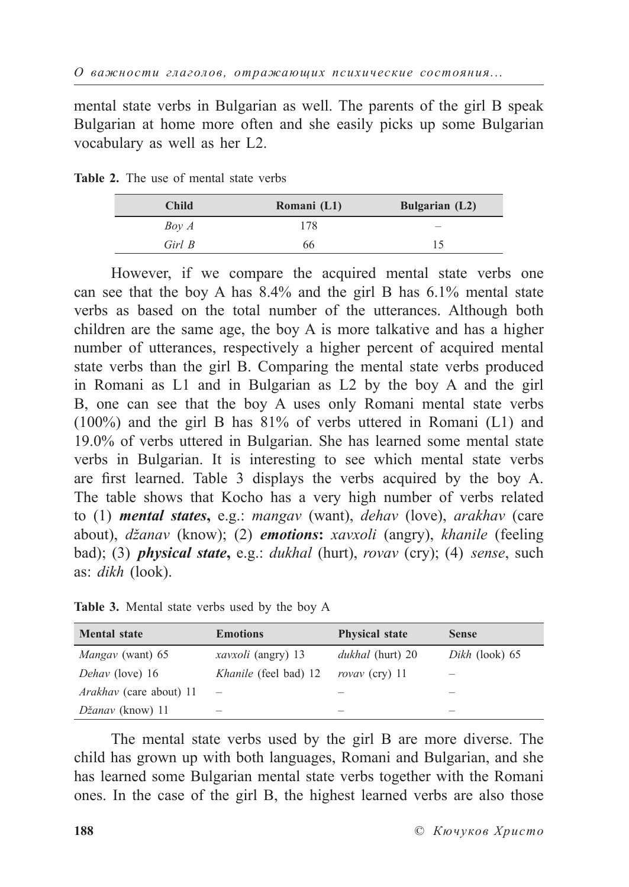mental state verbs in Bulgarian as well. The parents of the girl B speak Bulgarian at home more often and she easily picks up some Bulgarian vocabulary as well as her L2.

**Table 2.** The use of mental state verbs

| Child | Romani (L1) | Bulgarian (L2) |
|---|---|---|
| *Boy A* | 178 | – |
| *Girl B* | 66 | 15 |

However, if we compare the acquired mental state verbs one can see that the boy A has 8.4% and the girl B has 6.1% mental state verbs as based on the total number of the utterances. Although both children are the same age, the boy A is more talkative and has a higher number of utterances, respectively a higher percent of acquired mental state verbs than the girl B. Comparing the mental state verbs produced in Romani as L1 and in Bulgarian as L2 by the boy A and the girl B, one can see that the boy A uses only Romani mental state verbs (100%) and the girl B has 81% of verbs uttered in Romani (L1) and 19.0% of verbs uttered in Bulgarian. She has learned some mental state verbs in Bulgarian. It is interesting to see which mental state verbs are first learned. Table 3 displays the verbs acquired by the boy A. The table shows that Kocho has a very high number of verbs related to (1) ***mental states*****,** e.g.: *mangav* (want), *dehav* (love), *arakhav* (care about), *džanav* (know); (2) ***emotions*****:** *xavxoli* (angry), *khanile* (feeling bad); (3) ***physical state*****,** e.g.: *dukhal* (hurt), *rovav* (cry); (4) *sense*, such as: *dikh* (look).

**Table 3.** Mental state verbs used by the boy A

| Mental state | Emotions | Physical state | Sense |
|---|---|---|---|
| *Mangav* (want) 65 | *xavxoli* (angry) 13 | *dukhal* (hurt) 20 | *Dikh* (look) 65 |
| *Dehav* (love) 16 | *Khanile* (feel bad) 12 | *rovav* (cry) 11 | – |
| *Arakhav* (care about) 11 | – | – | – |
| *Džanav* (know) 11 | – | – | – |

The mental state verbs used by the girl B are more diverse. The child has grown up with both languages, Romani and Bulgarian, and she has learned some Bulgarian mental state verbs together with the Romani ones. In the case of the girl B, the highest learned verbs are also those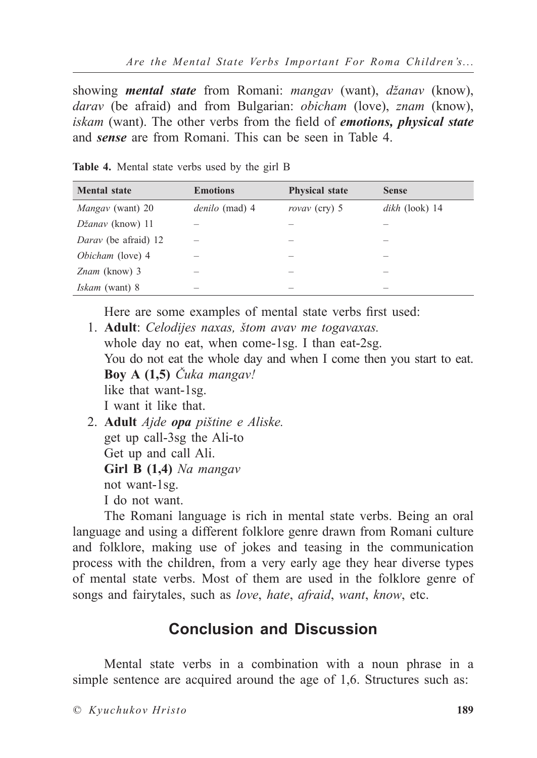showing ***mental state*** from Romani: *mangav* (want), *džanav* (know), *darav* (be afraid) and from Bulgarian: *obicham* (love), *znam* (know), *iskam* (want). The other verbs from the field of ***emotions, physical state*** and ***sense*** are from Romani. This can be seen in Table 4.

**Table 4.** Mental state verbs used by the girl B

| Mental state | Emotions | Physical state | Sense |
|---|---|---|---|
| *Mangav* (want) 20 | *denilo* (mad) 4 | *rovav* (cry) 5 | *dikh* (look) 14 |
| *Džanav* (know) 11 | – | – | – |
| *Darav* (be afraid) 12 | – | – | – |
| *Obicham* (love) 4 | – | – | – |
| *Znam* (know) 3 | – | – | – |
| *Iskam* (want) 8 | – | – | – |

Here are some examples of mental state verbs first used:

1. **Adult**: *Celodijes naxas, štom avav me togavaxas.*
   whole day no eat, when come-1sg. I than eat-2sg.
   You do not eat the whole day and when I come then you start to eat.
   **Boy A (1,5)** *Čuka mangav!*
   like that want-1sg.
   I want it like that.
2. **Adult** *Ajde **opa** pištine e Aliske.*
   get up call-3sg the Ali-to
   Get up and call Ali.
   **Girl B (1,4)** *Na mangav*
   not want-1sg.
   I do not want.

The Romani language is rich in mental state verbs. Being an oral language and using a different folklore genre drawn from Romani culture and folklore, making use of jokes and teasing in the communication process with the children, from a very early age they hear diverse types of mental state verbs. Most of them are used in the folklore genre of songs and fairytales, such as *love*, *hate*, *afraid*, *want*, *know*, etc.

## Conclusion and Discussion

Mental state verbs in a combination with a noun phrase in a simple sentence are acquired around the age of 1,6. Structures such as: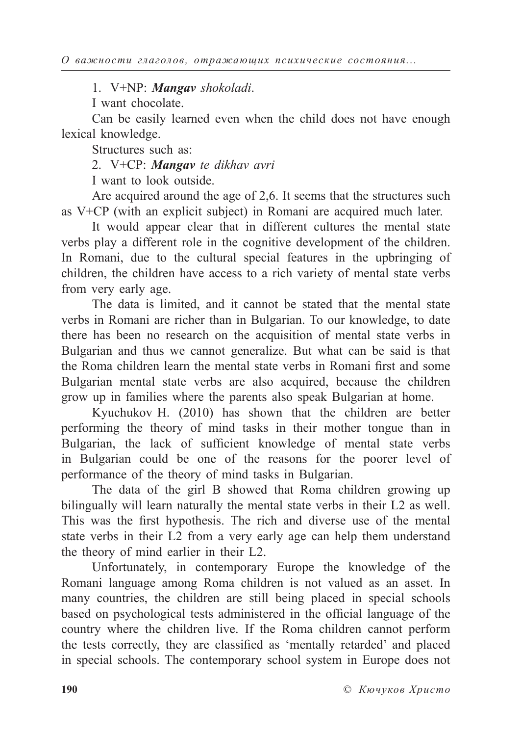1. V+NP: ***Mangav*** *shokoladi*.

I want chocolate.

Can be easily learned even when the child does not have enough lexical knowledge.

Structures such as:

2. V+CP: ***Mangav*** *te dikhav avri*

I want to look outside.

Are acquired around the age of 2,6. It seems that the structures such as V+CP (with an explicit subject) in Romani are acquired much later.

It would appear clear that in different cultures the mental state verbs play a different role in the cognitive development of the children. In Romani, due to the cultural special features in the upbringing of children, the children have access to a rich variety of mental state verbs from very early age.

The data is limited, and it cannot be stated that the mental state verbs in Romani are richer than in Bulgarian. To our knowledge, to date there has been no research on the acquisition of mental state verbs in Bulgarian and thus we cannot generalize. But what can be said is that the Roma children learn the mental state verbs in Romani first and some Bulgarian mental state verbs are also acquired, because the children grow up in families where the parents also speak Bulgarian at home.

Kyuchukov H. (2010) has shown that the children are better performing the theory of mind tasks in their mother tongue than in Bulgarian, the lack of sufficient knowledge of mental state verbs in Bulgarian could be one of the reasons for the poorer level of performance of the theory of mind tasks in Bulgarian.

The data of the girl B showed that Roma children growing up bilingually will learn naturally the mental state verbs in their L2 as well. This was the first hypothesis. The rich and diverse use of the mental state verbs in their L2 from a very early age can help them understand the theory of mind earlier in their L2.

Unfortunately, in contemporary Europe the knowledge of the Romani language among Roma children is not valued as an asset. In many countries, the children are still being placed in special schools based on psychological tests administered in the official language of the country where the children live. If the Roma children cannot perform the tests correctly, they are classified as 'mentally retarded' and placed in special schools. The contemporary school system in Europe does not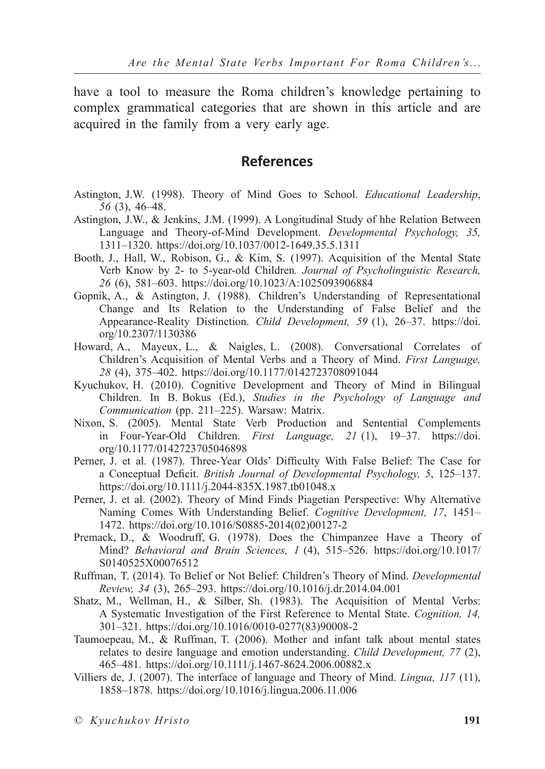have a tool to measure the Roma children's knowledge pertaining to complex grammatical categories that are shown in this article and are acquired in the family from a very early age.

## References

Astington, J.W. (1998). Theory of Mind Goes to School. *Educational Leadership*, *56* (3), 46–48.

Astington, J.W., & Jenkins, J.M. (1999). A Longitudinal Study of hhe Relation Between Language and Theory-of-Mind Development. *Developmental Psychology, 35,* 1311–1320. https://doi.org/10.1037/0012-1649.35.5.1311

Booth, J., Hall, W., Robison, G., & Kim, S. (1997). Acquisition of the Mental State Verb Know by 2- to 5-year-old Children*. Journal of Psycholinguistic Research, 26* (6), 581–603. https://doi.org/10.1023/A:1025093906884

Gopnik, A., & Astington, J. (1988). Children's Understanding of Representational Change and Its Relation to the Understanding of False Belief and the Appearance-Reality Distinction. *Child Development, 59* (1), 26–37. https://doi.org/10.2307/1130386

Howard, A., Mayeux, L., & Naigles, L. (2008). Conversational Correlates of Children's Acquisition of Mental Verbs and a Theory of Mind. *First Language, 28* (4), 375–402. https://doi.org/10.1177/0142723708091044

Kyuchukov, H. (2010). Cognitive Development and Theory of Mind in Bilingual Children. In B. Bokus (Ed.), *Studies in the Psychology of Language and Communication* (pp. 211–225). Warsaw: Matrix.

Nixon, S. (2005). Mental State Verb Production and Sentential Complements in Four-Year-Old Children. *First Language, 21* (1), 19–37. https://doi.org/10.1177/0142723705046898

Perner, J. et al. (1987). Three-Year Olds' Difficulty With False Belief: The Case for a Conceptual Deficit. *British Journal of Developmental Psychology, 5*, 125–137. https://doi.org/10.1111/j.2044-835X.1987.tb01048.x

Perner, J. et al. (2002). Theory of Mind Finds Piagetian Perspective: Why Alternative Naming Comes With Understanding Belief. *Cognitive Development, 17*, 1451–1472. https://doi.org/10.1016/S0885-2014(02)00127-2

Premack, D., & Woodruff, G. (1978). Does the Chimpanzee Have a Theory of Mind? *Behavioral and Brain Sciences, 1* (4), 515–526. https://doi.org/10.1017/S0140525X00076512

Ruffman, T. (2014). To Belief or Not Belief: Children's Theory of Mind. *Developmental Review, 34* (3), 265–293. https://doi.org/10.1016/j.dr.2014.04.001

Shatz, M., Wellman, H., & Silber, Sh. (1983). The Acquisition of Mental Verbs: A Systematic Investigation of the First Reference to Mental State. *Cognition, 14,* 301–321. https://doi.org/10.1016/0010-0277(83)90008-2

Taumoepeau, M., & Ruffman, T. (2006). Mother and infant talk about mental states relates to desire language and emotion understanding. *Child Development, 77* (2), 465–481. https://doi.org/10.1111/j.1467-8624.2006.00882.x

Villiers de, J. (2007). The interface of language and Theory of Mind. *Lingua, 117* (11), 1858–1878. https://doi.org/10.1016/j.lingua.2006.11.006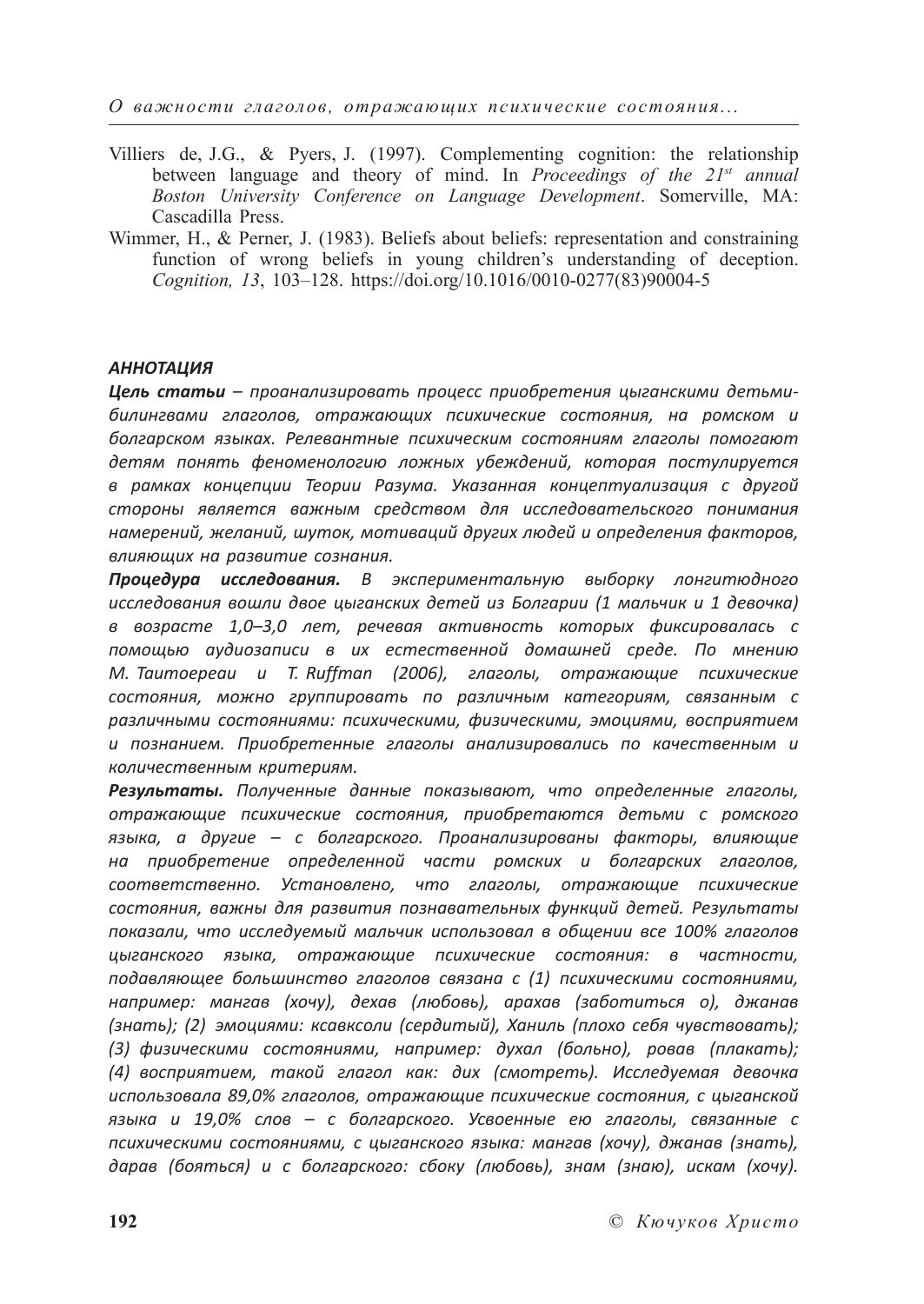Villiers de, J.G., & Pyers, J. (1997). Complementing cognition: the relationship between language and theory of mind. In *Proceedings of the 21st annual Boston University Conference on Language Development*. Somerville, MA: Cascadilla Press.

Wimmer, H., & Perner, J. (1983). Beliefs about beliefs: representation and constraining function of wrong beliefs in young children's understanding of deception. *Cognition, 13*, 103–128. https://doi.org/10.1016/0010-0277(83)90004-5

### *АННОТАЦИЯ*

***Цель статьи*** *– проанализировать процесс приобретения цыганскими детьми-билингвами глаголов, отражающих психические состояния, на ромском и болгарском языках. Релевантные психическим состояниям глаголы помогают детям понять феноменологию ложных убеждений, которая постулируется в рамках концепции Теории Разума. Указанная концептуализация с другой стороны является важным средством для исследовательского понимания намерений, желаний, шуток, мотиваций других людей и определения факторов, влияющих на развитие сознания.*

***Процедура исследования.*** *В экспериментальную выборку лонгитюдного исследования вошли двое цыганских детей из Болгарии (1 мальчик и 1 девочка) в возрасте 1,0–3,0 лет, речевая активность которых фиксировалась с помощью аудиозаписи в их естественной домашней среде. По мнению M. Таитоереаи и T. Ruffman (2006), глаголы, отражающие психические состояния, можно группировать по различным категориям, связанным с различными состояниями: психическими, физическими, эмоциями, восприятием и познанием. Приобретенные глаголы анализировались по качественным и количественным критериям.*

***Результаты.*** *Полученные данные показывают, что определенные глаголы, отражающие психические состояния, приобретаются детьми с ромского языка, а другие – с болгарского. Проанализированы факторы, влияющие на приобретение определенной части ромских и болгарских глаголов, соответственно. Установлено, что глаголы, отражающие психические состояния, важны для развития познавательных функций детей. Результаты показали, что исследуемый мальчик использовал в общении все 100% глаголов цыганского языка, отражающие психические состояния: в частности, подавляющее большинство глаголов связана с (1) психическими состояниями, например: мангав (хочу), дехав (любовь), арахав (заботиться о), джанав (знать); (2) эмоциями: ксавксоли (сердитый), Ханиль (плохо себя чувствовать); (3) физическими состояниями, например: духал (больно), ровав (плакать); (4) восприятием, такой глагол как: дих (смотреть). Исследуемая девочка использовала 89,0% глаголов, отражающие психические состояния, с цыганской языка и 19,0% слов – с болгарского. Усвоенные ею глаголы, связанные с психическими состояниями, с цыганского языка: мангав (хочу), джанав (знать), дарав (бояться) и с болгарского: сбоку (любовь), знам (знаю), искам (хочу).*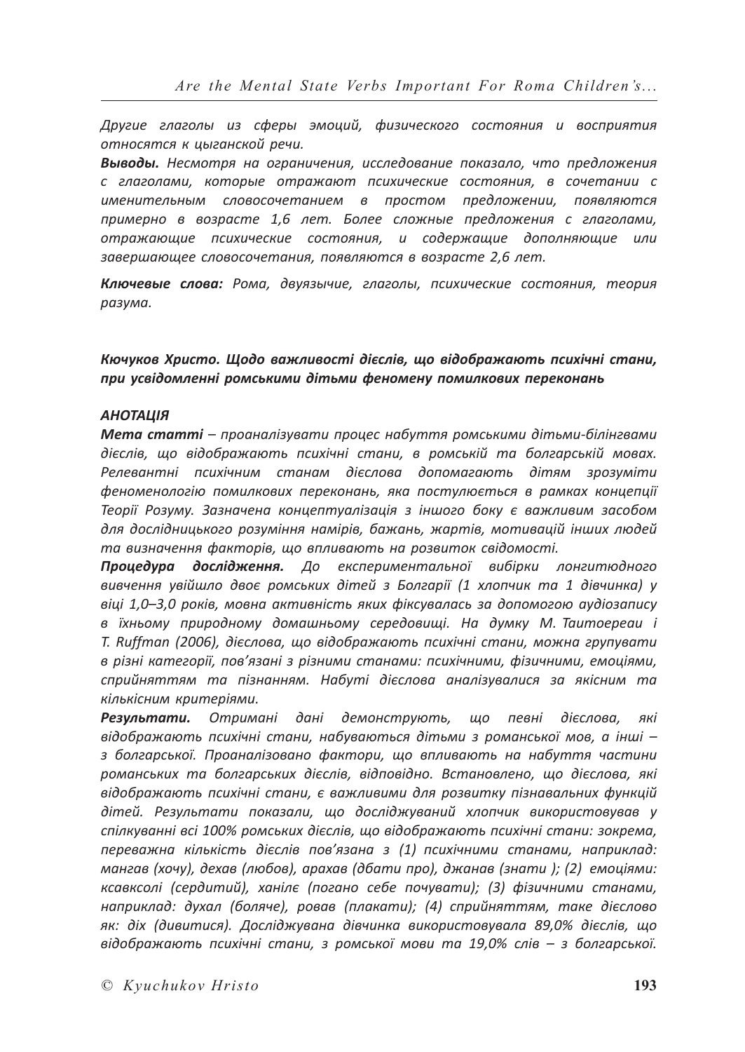*Другие глаголы из сферы эмоций, физического состояния и восприятия относятся к цыганской речи.*

***Выводы.*** *Несмотря на ограничения, исследование показало, что предложения с глаголами, которые отражают психические состояния, в сочетании с именительным словосочетанием в простом предложении, появляются примерно в возрасте 1,6 лет. Более сложные предложения с глаголами, отражающие психические состояния, и содержащие дополняющие или завершающее словосочетания, появляются в возрасте 2,6 лет.*

***Ключевые слова:*** *Рома, двуязычие, глаголы, психические состояния, теория разума.*

***Кючуков Христо. Щодо важливості дієслів, що відображають психічні стани, при усвідомленні ромськими дітьми феномену помилкових переконань***

***АНОТАЦІЯ***

***Мета статті*** *– проаналізувати процес набуття ромськими дітьми-білінгвами дієслів, що відображають психічні стани, в ромській та болгарській мовах. Релевантні психічним станам дієслова допомагають дітям зрозуміти феноменологію помилкових переконань, яка постулюється в рамках концепції Теорії Розуму. Зазначена концептуалізація з іншого боку є важливим засобом для дослідницького розуміння намірів, бажань, жартів, мотивацій інших людей та визначення факторів, що впливають на розвиток свідомості.*

***Процедура дослідження.*** *До експериментальної вибірки лонгитюдного вивчення увійшло двоє ромських дітей з Болгарії (1 хлопчик та 1 дівчинка) у віці 1,0–3,0 років, мовна активність яких фіксувалась за допомогою аудіозапису в їхньому природному домашньому середовищі. На думку M. Таитоереаи і T. Ruffman (2006), дієслова, що відображають психічні стани, можна групувати в різні категорії, пов'язані з різними станами: психічними, фізичними, емоціями, сприйняттям та пізнанням. Набуті дієслова аналізувалися за якісним та кількісним критеріями.*

***Результати.*** *Отримані дані демонструють, що певні дієслова, які відображають психічні стани, набуваються дітьми з романської мов, а інші – з болгарської. Проаналізовано фактори, що впливають на набуття частини романських та болгарських дієслів, відповідно. Встановлено, що дієслова, які відображають психічні стани, є важливими для розвитку пізнавальних функцій дітей. Результати показали, що досліджуваний хлопчик використовував у спілкуванні всі 100% ромських дієслів, що відображають психічні стани: зокрема, переважна кількість дієслів пов'язана з (1) психічними станами, наприклад: мангав (хочу), дехав (любов), арахав (дбати про), джанав (знати ); (2) емоціями: ксавксолі (сердитий), ханілє (погано себе почувати); (3) фізичними станами, наприклад: духал (боляче), ровав (плакати); (4) сприйняттям, таке дієслово як: діх (дивитися). Досліджувана дівчинка використовувала 89,0% дієслів, що відображають психічні стани, з ромської мови та 19,0% слів – з болгарської.*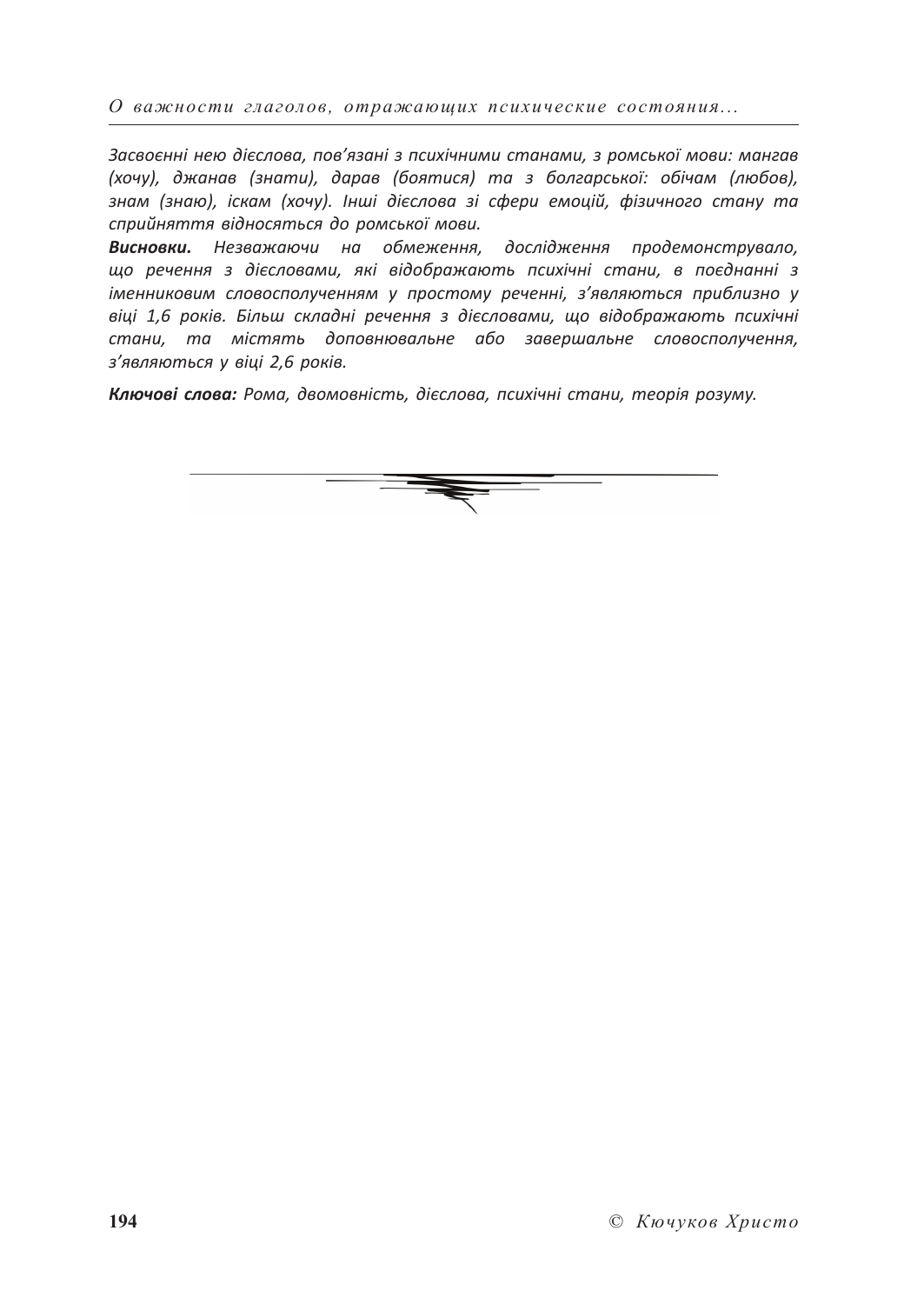*Засвоєнні нею дієслова, пов'язані з психічними станами, з ромської мови: мангав (хочу), джанав (знати), дарав (боятися) та з болгарської: обічам (любов), знам (знаю), іскам (хочу). Інші дієслова зі сфери емоцій, фізичного стану та сприйняття відносяться до ромської мови.*

***Висновки.*** *Незважаючи на обмеження, дослідження продемонструвало, що речення з дієсловами, які відображають психічні стани, в поєднанні з іменниковим словосполученням у простому реченні, з'являються приблизно у віці 1,6 років. Більш складні речення з дієсловами, що відображають психічні стани, та містять доповнювальне або завершальне словосполучення, з'являються у віці 2,6 років.*

***Ключові слова:*** *Рома, двомовність, дієслова, психічні стани, теорія розуму.*